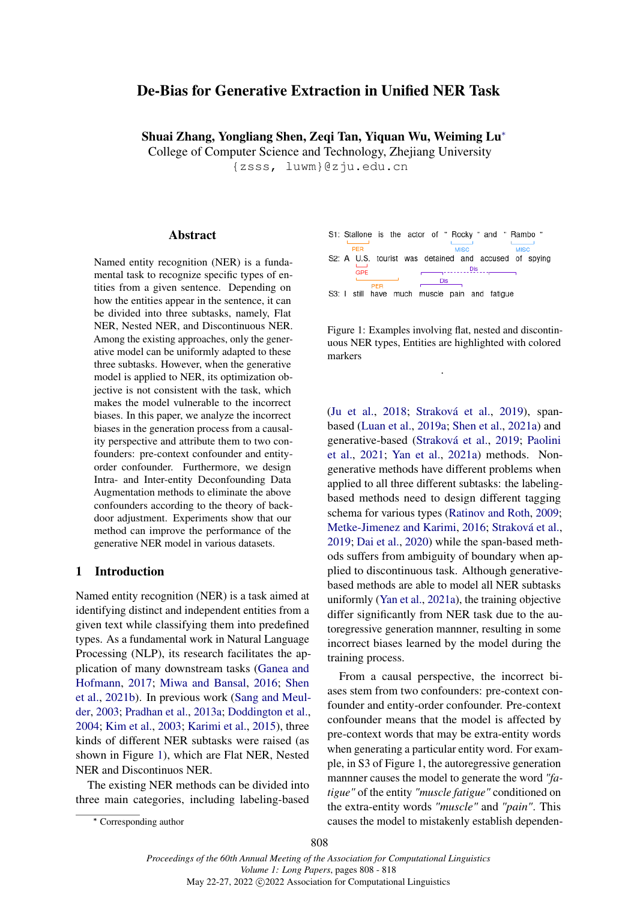# De-Bias for Generative Extraction in Unified NER Task

**Shuai Zhang, Yongliang Shen, Zeqi Tan, Yiquan Wu, Weiming Lu***

College of Computer Science and Technology, Zhejiang University

{zsss, luwm}@zju.edu.cn

## Abstract

Named entity recognition (NER) is a fundamental task to recognize specific types of entities from a given sentence. Depending on how the entities appear in the sentence, it can be divided into three subtasks, namely, Flat NER, Nested NER, and Discontinuous NER. Among the existing approaches, only the generative model can be uniformly adapted to these three subtasks. However, when the generative model is applied to NER, its optimization objective is not consistent with the task, which makes the model vulnerable to the incorrect biases. In this paper, we analyze the incorrect biases in the generation process from a causality perspective and attribute them to two confounders: pre-context confounder and entity-order confounder. Furthermore, we design Intra- and Inter-entity Deconfounding Data Augmentation methods to eliminate the above confounders according to the theory of backdoor adjustment. Experiments show that our method can improve the performance of the generative NER model in various datasets.

## 1 Introduction

Named entity recognition (NER) is a task aimed at identifying distinct and independent entities from a given text while classifying them into predefined types. As a fundamental work in Natural Language Processing (NLP), its research facilitates the application of many downstream tasks (Ganea and Hofmann, 2017; Miwa and Bansal, 2016; Shen et al., 2021b). In previous work (Sang and Meulder, 2003; Pradhan et al., 2013a; Doddington et al., 2004; Kim et al., 2003; Karimi et al., 2015), three kinds of different NER subtasks were raised (as shown in Figure 1), which are Flat NER, Nested NER and Discontinuos NER.

The existing NER methods can be divided into three main categories, including labeling-based (Ju et al., 2018; Straková et al., 2019), span-based (Luan et al., 2019a; Shen et al., 2021a) and generative-based (Straková et al., 2019; Paolini et al., 2021; Yan et al., 2021a) methods. Non-generative methods have different problems when applied to all three different subtasks: the labeling-based methods need to design different tagging schema for various types (Ratinov and Roth, 2009; Metke-Jimenez and Karimi, 2016; Straková et al., 2019; Dai et al., 2020) while the span-based methods suffers from ambiguity of boundary when applied to discontinuous task. Although generative-based methods are able to model all NER subtasks uniformly (Yan et al., 2021a), the training objective differ significantly from NER task due to the autoregressive generation mannner, resulting in some incorrect biases learned by the model during the training process.

S1: Stallone is the actor of " Rocky " and " Rambo " (Stallone: PER; Rocky: MISC; Rambo: MISC)

S2: A U.S. tourist was detained and accused of spying (U.S.: GPE; U.S. tourist: PER; detained ... spying: Dis)

S3: I still have much muscle pain and fatigue (muscle pain: Dis; muscle ... fatigue: Dis)

Figure 1: Examples involving flat, nested and discontinuous NER types, Entities are highlighted with colored markers

From a causal perspective, the incorrect biases stem from two confounders: pre-context confounder and entity-order confounder. Pre-context confounder means that the model is affected by pre-context words that may be extra-entity words when generating a particular entity word. For example, in S3 of Figure 1, the autoregressive generation mannner causes the model to generate the word *"fatigue"* of the entity *"muscle fatigue"* conditioned on the extra-entity words *"muscle"* and *"pain"*. This causes the model to mistakenly establish dependen-

* Corresponding author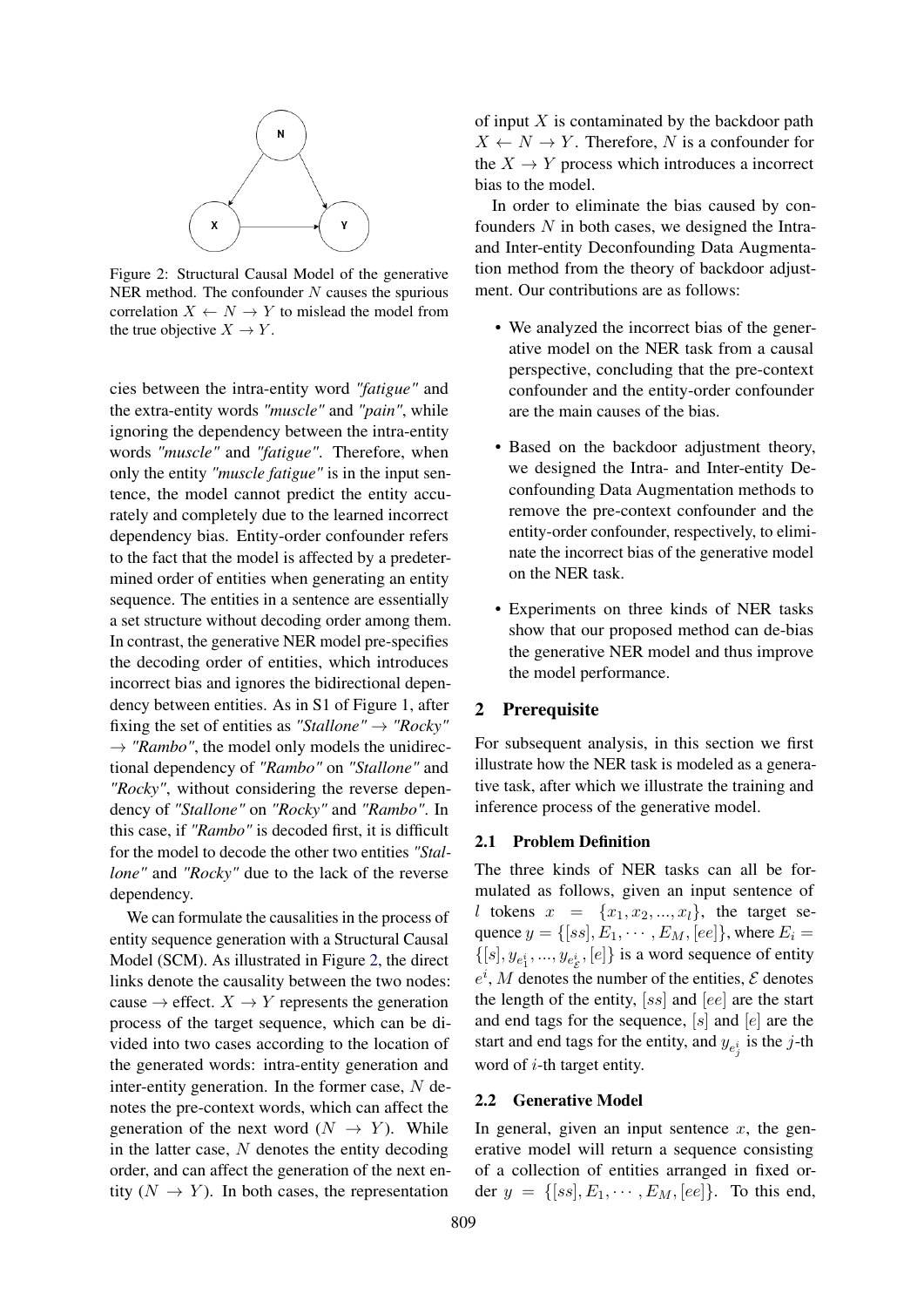Figure 2: Structural Causal Model of the generative NER method. The confounder $N$ causes the spurious correlation $X \leftarrow N \rightarrow Y$ to mislead the model from the true objective $X \rightarrow Y$.

cies between the intra-entity word *"fatigue"* and the extra-entity words *"muscle"* and *"pain"*, while ignoring the dependency between the intra-entity words *"muscle"* and *"fatigue"*. Therefore, when only the entity *"muscle fatigue"* is in the input sentence, the model cannot predict the entity accurately and completely due to the learned incorrect dependency bias. Entity-order confounder refers to the fact that the model is affected by a predetermined order of entities when generating an entity sequence. The entities in a sentence are essentially a set structure without decoding order among them. In contrast, the generative NER model pre-specifies the decoding order of entities, which introduces incorrect bias and ignores the bidirectional dependency between entities. As in S1 of Figure 1, after fixing the set of entities as *"Stallone"* $\rightarrow$ *"Rocky"* $\rightarrow$ *"Rambo"*, the model only models the unidirectional dependency of *"Rambo"* on *"Stallone"* and *"Rocky"*, without considering the reverse dependency of *"Stallone"* on *"Rocky"* and *"Rambo"*. In this case, if *"Rambo"* is decoded first, it is difficult for the model to decode the other two entities *"Stallone"* and *"Rocky"* due to the lack of the reverse dependency.

We can formulate the causalities in the process of entity sequence generation with a Structural Causal Model (SCM). As illustrated in Figure 2, the direct links denote the causality between the two nodes: cause $\rightarrow$ effect. $X \rightarrow Y$ represents the generation process of the target sequence, which can be divided into two cases according to the location of the generated words: intra-entity generation and inter-entity generation. In the former case, $N$ denotes the pre-context words, which can affect the generation of the next word ($N \rightarrow Y$). While in the latter case, $N$ denotes the entity decoding order, and can affect the generation of the next entity ($N \rightarrow Y$). In both cases, the representation of input $X$ is contaminated by the backdoor path $X \leftarrow N \rightarrow Y$. Therefore, $N$ is a confounder for the $X \rightarrow Y$ process which introduces a incorrect bias to the model.

In order to eliminate the bias caused by confounders $N$ in both cases, we designed the Intra- and Inter-entity Deconfounding Data Augmentation method from the theory of backdoor adjustment. Our contributions are as follows:

- We analyzed the incorrect bias of the generative model on the NER task from a causal perspective, concluding that the pre-context confounder and the entity-order confounder are the main causes of the bias.
- Based on the backdoor adjustment theory, we designed the Intra- and Inter-entity Deconfounding Data Augmentation methods to remove the pre-context confounder and the entity-order confounder, respectively, to eliminate the incorrect bias of the generative model on the NER task.
- Experiments on three kinds of NER tasks show that our proposed method can de-bias the generative NER model and thus improve the model performance.

## 2 Prerequisite

For subsequent analysis, in this section we first illustrate how the NER task is modeled as a generative task, after which we illustrate the training and inference process of the generative model.

### 2.1 Problem Definition

The three kinds of NER tasks can all be formulated as follows, given an input sentence of $l$ tokens $x = \{x_1, x_2, ..., x_l\}$, the target sequence $y = \{[ss], E_1, \cdots, E_M, [ee]\}$, where $E_i = \{[s], y_{e_1^i}, ..., y_{e_{\mathcal{E}}^i}, [e]\}$ is a word sequence of entity $e^i$, $M$ denotes the number of the entities, $\mathcal{E}$ denotes the length of the entity, $[ss]$ and $[ee]$ are the start and end tags for the sequence, $[s]$ and $[e]$ are the start and end tags for the entity, and $y_{e_j^i}$ is the $j$-th word of $i$-th target entity.

### 2.2 Generative Model

In general, given an input sentence $x$, the generative model will return a sequence consisting of a collection of entities arranged in fixed order $y = \{[ss], E_1, \cdots, E_M, [ee]\}$. To this end,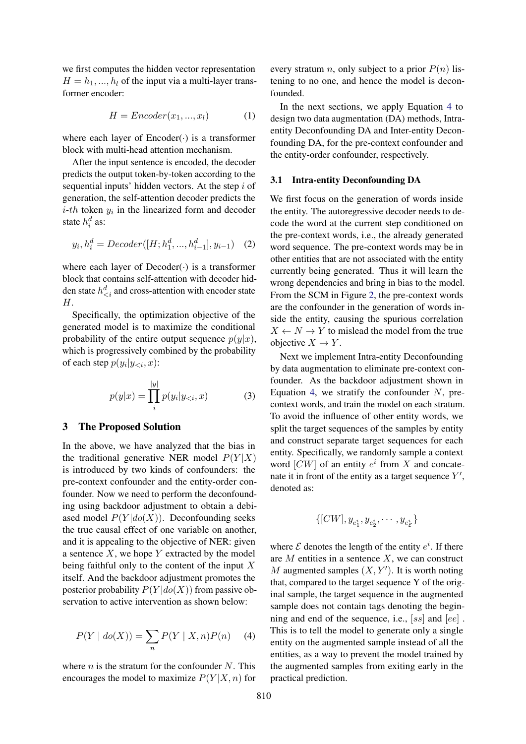we first computes the hidden vector representation $H = h_1, ..., h_l$ of the input via a multi-layer transformer encoder:

$$H = Encoder(x_1, ..., x_l) \quad (1)$$

where each layer of Encoder($\cdot$) is a transformer block with multi-head attention mechanism.

After the input sentence is encoded, the decoder predicts the output token-by-token according to the sequential inputs' hidden vectors. At the step $i$ of generation, the self-attention decoder predicts the $i$-$th$ token $y_i$ in the linearized form and decoder state $h_i^d$ as:

$$y_i, h_i^d = Decoder([H; h_1^d, ..., h_{i-1}^d], y_{i-1}) \quad (2)$$

where each layer of Decoder($\cdot$) is a transformer block that contains self-attention with decoder hidden state $h_{<i}^d$ and cross-attention with encoder state $H$.

Specifically, the optimization objective of the generated model is to maximize the conditional probability of the entire output sequence $p(y|x)$, which is progressively combined by the probability of each step $p(y_i|y_{<i}, x)$:

$$p(y|x) = \prod_{i}^{|y|} p(y_i|y_{<i}, x) \quad (3)$$

## 3 The Proposed Solution

In the above, we have analyzed that the bias in the traditional generative NER model $P(Y|X)$ is introduced by two kinds of confounders: the pre-context confounder and the entity-order confounder. Now we need to perform the deconfounding using backdoor adjustment to obtain a debiased model $P(Y|do(X))$. Deconfounding seeks the true causal effect of one variable on another, and it is appealing to the objective of NER: given a sentence $X$, we hope $Y$ extracted by the model being faithful only to the content of the input $X$ itself. And the backdoor adjustment promotes the posterior probability $P(Y|do(X))$ from passive observation to active intervention as shown below:

$$P(Y \mid do(X)) = \sum_{n} P(Y \mid X, n)P(n) \quad (4)$$

where $n$ is the stratum for the confounder $N$. This encourages the model to maximize $P(Y|X, n)$ for every stratum $n$, only subject to a prior $P(n)$ listening to no one, and hence the model is deconfounded.

In the next sections, we apply Equation 4 to design two data augmentation (DA) methods, Intra-entity Deconfounding DA and Inter-entity Deconfounding DA, for the pre-context confounder and the entity-order confounder, respectively.

### 3.1 Intra-entity Deconfounding DA

We first focus on the generation of words inside the entity. The autoregressive decoder needs to decode the word at the current step conditioned on the pre-context words, i.e., the already generated word sequence. The pre-context words may be in other entities that are not associated with the entity currently being generated. Thus it will learn the wrong dependencies and bring in bias to the model. From the SCM in Figure 2, the pre-context words are the confounder in the generation of words inside the entity, causing the spurious correlation $X \leftarrow N \rightarrow Y$ to mislead the model from the true objective $X \rightarrow Y$.

Next we implement Intra-entity Deconfounding by data augmentation to eliminate pre-context confounder. As the backdoor adjustment shown in Equation 4, we stratify the confounder $N$, pre-context words, and train the model on each stratum. To avoid the influence of other entity words, we split the target sequences of the samples by entity and construct separate target sequences for each entity. Specifically, we randomly sample a context word $[CW]$ of an entity $e^i$ from $X$ and concatenate it in front of the entity as a target sequence $Y'$, denoted as:

$$\{[CW], y_{e_1^i}, y_{e_2^i}, \cdots, y_{e_{\mathcal{E}}^i}\}$$

where $\mathcal{E}$ denotes the length of the entity $e^i$. If there are $M$ entities in a sentence $X$, we can construct $M$ augmented samples $(X, Y')$. It is worth noting that, compared to the target sequence Y of the original sample, the target sequence in the augmented sample does not contain tags denoting the beginning and end of the sequence, i.e., $[ss]$ and $[ee]$. This is to tell the model to generate only a single entity on the augmented sample instead of all the entities, as a way to prevent the model trained by the augmented samples from exiting early in the practical prediction.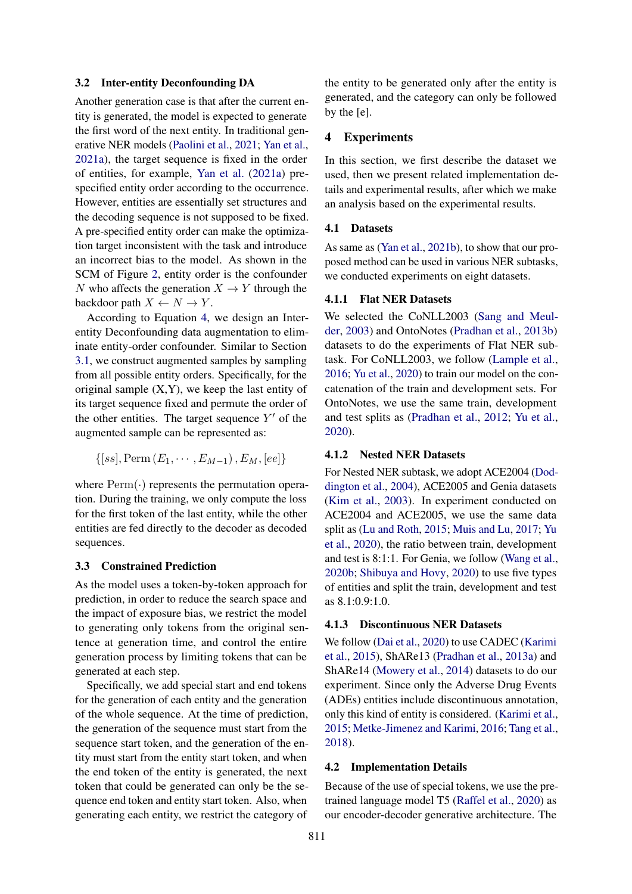### 3.2 Inter-entity Deconfounding DA

Another generation case is that after the current entity is generated, the model is expected to generate the first word of the next entity. In traditional generative NER models (Paolini et al., 2021; Yan et al., 2021a), the target sequence is fixed in the order of entities, for example, Yan et al. (2021a) pre-specified entity order according to the occurrence. However, entities are essentially set structures and the decoding sequence is not supposed to be fixed. A pre-specified entity order can make the optimization target inconsistent with the task and introduce an incorrect bias to the model. As shown in the SCM of Figure 2, entity order is the confounder $N$ who affects the generation $X \rightarrow Y$ through the backdoor path $X \leftarrow N \rightarrow Y$.

According to Equation 4, we design an Inter-entity Deconfounding data augmentation to eliminate entity-order confounder. Similar to Section 3.1, we construct augmented samples by sampling from all possible entity orders. Specifically, for the original sample (X,Y), we keep the last entity of its target sequence fixed and permute the order of the other entities. The target sequence $Y'$ of the augmented sample can be represented as:

$$\{[ss], \mathrm{Perm}\left(E_1, \cdots, E_{M-1}\right), E_M, [ee]\}$$

where $\mathrm{Perm}(\cdot)$ represents the permutation operation. During the training, we only compute the loss for the first token of the last entity, while the other entities are fed directly to the decoder as decoded sequences.

### 3.3 Constrained Prediction

As the model uses a token-by-token approach for prediction, in order to reduce the search space and the impact of exposure bias, we restrict the model to generating only tokens from the original sentence at generation time, and control the entire generation process by limiting tokens that can be generated at each step.

Specifically, we add special start and end tokens for the generation of each entity and the generation of the whole sequence. At the time of prediction, the generation of the sequence must start from the sequence start token, and the generation of the entity must start from the entity start token, and when the end token of the entity is generated, the next token that could be generated can only be the sequence end token and entity start token. Also, when generating each entity, we restrict the category of the entity to be generated only after the entity is generated, and the category can only be followed by the [e].

## 4 Experiments

In this section, we first describe the dataset we used, then we present related implementation details and experimental results, after which we make an analysis based on the experimental results.

### 4.1 Datasets

As same as (Yan et al., 2021b), to show that our proposed method can be used in various NER subtasks, we conducted experiments on eight datasets.

#### 4.1.1 Flat NER Datasets

We selected the CoNLL2003 (Sang and Meulder, 2003) and OntoNotes (Pradhan et al., 2013b) datasets to do the experiments of Flat NER subtask. For CoNLL2003, we follow (Lample et al., 2016; Yu et al., 2020) to train our model on the concatenation of the train and development sets. For OntoNotes, we use the same train, development and test splits as (Pradhan et al., 2012; Yu et al., 2020).

#### 4.1.2 Nested NER Datasets

For Nested NER subtask, we adopt ACE2004 (Doddington et al., 2004), ACE2005 and Genia datasets (Kim et al., 2003). In experiment conducted on ACE2004 and ACE2005, we use the same data split as (Lu and Roth, 2015; Muis and Lu, 2017; Yu et al., 2020), the ratio between train, development and test is 8:1:1. For Genia, we follow (Wang et al., 2020b; Shibuya and Hovy, 2020) to use five types of entities and split the train, development and test as 8.1:0.9:1.0.

#### 4.1.3 Discontinuous NER Datasets

We follow (Dai et al., 2020) to use CADEC (Karimi et al., 2015), ShARe13 (Pradhan et al., 2013a) and ShARe14 (Mowery et al., 2014) datasets to do our experiment. Since only the Adverse Drug Events (ADEs) entities include discontinuous annotation, only this kind of entity is considered. (Karimi et al., 2015; Metke-Jimenez and Karimi, 2016; Tang et al., 2018).

### 4.2 Implementation Details

Because of the use of special tokens, we use the pre-trained language model T5 (Raffel et al., 2020) as our encoder-decoder generative architecture. The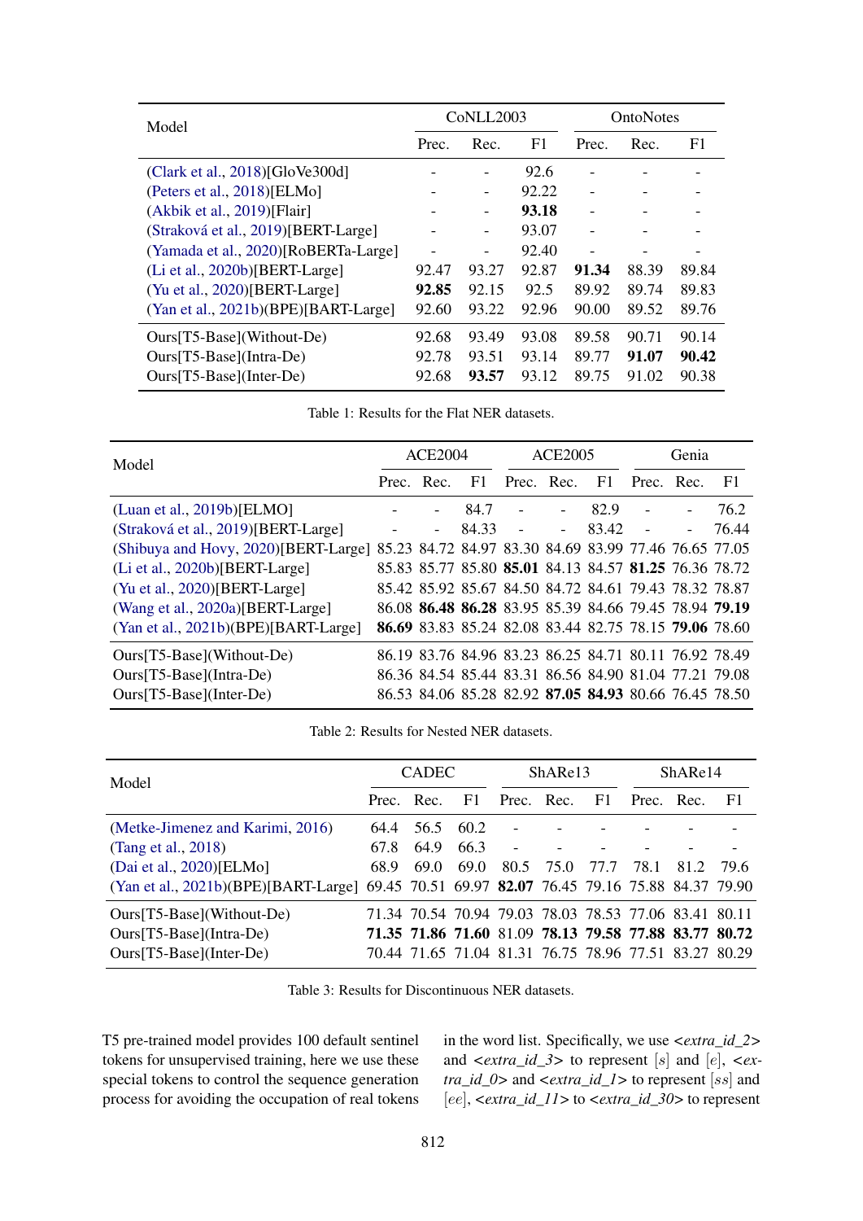| Model | CoNLL2003 | | | OntoNotes | | |
|---|---|---|---|---|---|---|
| | Prec. | Rec. | F1 | Prec. | Rec. | F1 |
| (Clark et al., 2018)[GloVe300d] | - | - | 92.6 | - | - | - |
| (Peters et al., 2018)[ELMo] | - | - | 92.22 | - | - | - |
| (Akbik et al., 2019)[Flair] | - | - | **93.18** | - | - | - |
| (Straková et al., 2019)[BERT-Large] | - | - | 93.07 | - | - | - |
| (Yamada et al., 2020)[RoBERTa-Large] | - | - | 92.40 | - | - | - |
| (Li et al., 2020b)[BERT-Large] | 92.47 | 93.27 | 92.87 | **91.34** | 88.39 | 89.84 |
| (Yu et al., 2020)[BERT-Large] | **92.85** | 92.15 | 92.5 | 89.92 | 89.74 | 89.83 |
| (Yan et al., 2021b)(BPE)[BART-Large] | 92.60 | 93.22 | 92.96 | 90.00 | 89.52 | 89.76 |
| Ours[T5-Base](Without-De) | 92.68 | 93.49 | 93.08 | 89.58 | 90.71 | 90.14 |
| Ours[T5-Base](Intra-De) | 92.78 | 93.51 | 93.14 | 89.77 | **91.07** | **90.42** |
| Ours[T5-Base](Inter-De) | 92.68 | **93.57** | 93.12 | 89.75 | 91.02 | 90.38 |

Table 1: Results for the Flat NER datasets.

| Model | ACE2004 | | | ACE2005 | | | Genia | | |
|---|---|---|---|---|---|---|---|---|---|
| | Prec. | Rec. | F1 | Prec. | Rec. | F1 | Prec. | Rec. | F1 |
| (Luan et al., 2019b)[ELMO] | - | - | 84.7 | - | - | 82.9 | - | - | 76.2 |
| (Straková et al., 2019)[BERT-Large] | - | - | 84.33 | - | - | 83.42 | - | - | 76.44 |
| (Shibuya and Hovy, 2020)[BERT-Large] | 85.23 | 84.72 | 84.97 | 83.30 | 84.69 | 83.99 | 77.46 | 76.65 | 77.05 |
| (Li et al., 2020b)[BERT-Large] | 85.83 | 85.77 | 85.80 | **85.01** | 84.13 | 84.57 | **81.25** | 76.36 | 78.72 |
| (Yu et al., 2020)[BERT-Large] | 85.42 | 85.92 | 85.67 | 84.50 | 84.72 | 84.61 | 79.43 | 78.32 | 78.87 |
| (Wang et al., 2020a)[BERT-Large] | 86.08 | **86.48** | **86.28** | 83.95 | 85.39 | 84.66 | 79.45 | 78.94 | **79.19** |
| (Yan et al., 2021b)(BPE)[BART-Large] | **86.69** | 83.83 | 85.24 | 82.08 | 83.44 | 82.75 | 78.15 | **79.06** | 78.60 |
| Ours[T5-Base](Without-De) | 86.19 | 83.76 | 84.96 | 83.23 | 86.25 | 84.71 | 80.11 | 76.92 | 78.49 |
| Ours[T5-Base](Intra-De) | 86.36 | 84.54 | 85.44 | 83.31 | 86.56 | 84.90 | 81.04 | 77.21 | 79.08 |
| Ours[T5-Base](Inter-De) | 86.53 | 84.06 | 85.28 | 82.92 | **87.05** | **84.93** | 80.66 | 76.45 | 78.50 |

Table 2: Results for Nested NER datasets.

| Model | CADEC | | | ShARe13 | | | ShARe14 | | |
|---|---|---|---|---|---|---|---|---|---|
| | Prec. | Rec. | F1 | Prec. | Rec. | F1 | Prec. | Rec. | F1 |
| (Metke-Jimenez and Karimi, 2016) | 64.4 | 56.5 | 60.2 | - | - | - | - | - | - |
| (Tang et al., 2018) | 67.8 | 64.9 | 66.3 | - | - | - | - | - | - |
| (Dai et al., 2020)[ELMo] | 68.9 | 69.0 | 69.0 | 80.5 | 75.0 | 77.7 | 78.1 | 81.2 | 79.6 |
| (Yan et al., 2021b)(BPE)[BART-Large] | 69.45 | 70.51 | 69.97 | **82.07** | 76.45 | 79.16 | 75.88 | 84.37 | 79.90 |
| Ours[T5-Base](Without-De) | 71.34 | 70.54 | 70.94 | 79.03 | 78.03 | 78.53 | 77.06 | 83.41 | 80.11 |
| Ours[T5-Base](Intra-De) | **71.35** | **71.86** | **71.60** | 81.09 | **78.13** | **79.58** | **77.88** | **83.77** | **80.72** |
| Ours[T5-Base](Inter-De) | 70.44 | 71.65 | 71.04 | 81.31 | 76.75 | 78.96 | 77.51 | 83.27 | 80.29 |

Table 3: Results for Discontinuous NER datasets.

T5 pre-trained model provides 100 default sentinel tokens for unsupervised training, here we use these special tokens to control the sequence generation process for avoiding the occupation of real tokens in the word list. Specifically, we use *<extra_id_2>* and *<extra_id_3>* to represent $[s]$ and $[e]$, *<extra_id_0>* and *<extra_id_1>* to represent $[ss]$ and $[ee]$, *<extra_id_11>* to *<extra_id_30>* to represent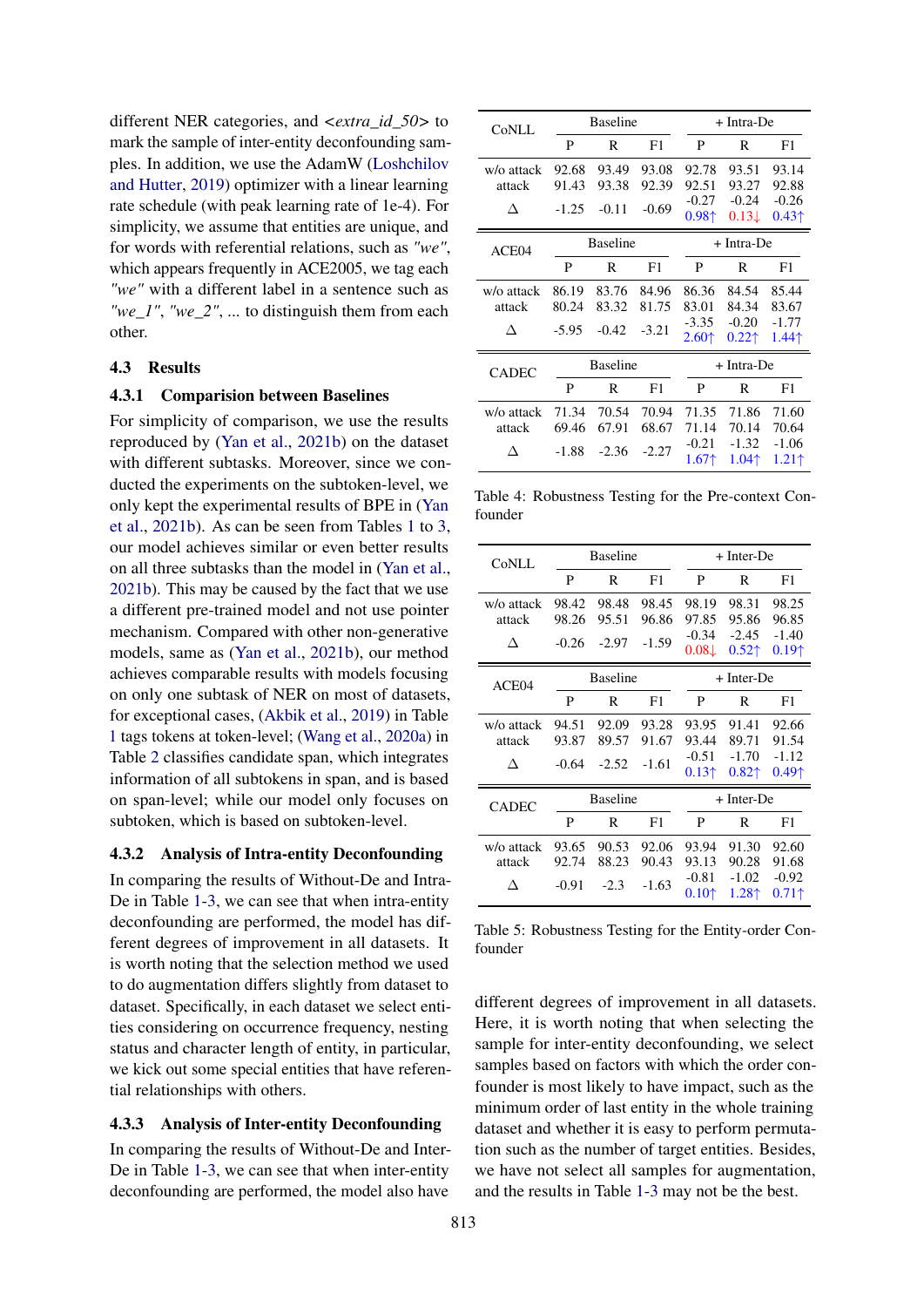different NER categories, and *<extra_id_50>* to mark the sample of inter-entity deconfounding samples. In addition, we use the AdamW (Loshchilov and Hutter, 2019) optimizer with a linear learning rate schedule (with peak learning rate of 1e-4). For simplicity, we assume that entities are unique, and for words with referential relations, such as *"we"*, which appears frequently in ACE2005, we tag each *"we"* with a different label in a sentence such as *"we_1"*, *"we_2"*, ... to distinguish them from each other.

### 4.3 Results

#### 4.3.1 Comparision between Baselines

For simplicity of comparison, we use the results reproduced by (Yan et al., 2021b) on the dataset with different subtasks. Moreover, since we conducted the experiments on the subtoken-level, we only kept the experimental results of BPE in (Yan et al., 2021b). As can be seen from Tables 1 to 3, our model achieves similar or even better results on all three subtasks than the model in (Yan et al., 2021b). This may be caused by the fact that we use a different pre-trained model and not use pointer mechanism. Compared with other non-generative models, same as (Yan et al., 2021b), our method achieves comparable results with models focusing on only one subtask of NER on most of datasets, for exceptional cases, (Akbik et al., 2019) in Table 1 tags tokens at token-level; (Wang et al., 2020a) in Table 2 classifies candidate span, which integrates information of all subtokens in span, and is based on span-level; while our model only focuses on subtoken, which is based on subtoken-level.

#### 4.3.2 Analysis of Intra-entity Deconfounding

In comparing the results of Without-De and Intra-De in Table 1-3, we can see that when intra-entity deconfounding are performed, the model has different degrees of improvement in all datasets. It is worth noting that the selection method we used to do augmentation differs slightly from dataset to dataset. Specifically, in each dataset we select entities considering on occurrence frequency, nesting status and character length of entity, in particular, we kick out some special entities that have referential relationships with others.

#### 4.3.3 Analysis of Inter-entity Deconfounding

In comparing the results of Without-De and Inter-De in Table 1-3, we can see that when inter-entity deconfounding are performed, the model also have different degrees of improvement in all datasets. Here, it is worth noting that when selecting the sample for inter-entity deconfounding, we select samples based on factors with which the order confounder is most likely to have impact, such as the minimum order of last entity in the whole training dataset and whether it is easy to perform permutation such as the number of target entities. Besides, we have not select all samples for augmentation, and the results in Table 1-3 may not be the best.

| CoNLL | Baseline | | | + Intra-De | | |
|---|---|---|---|---|---|---|
| | P | R | F1 | P | R | F1 |
| w/o attack | 92.68 | 93.49 | 93.08 | 92.78 | 93.51 | 93.14 |
| attack | 91.43 | 93.38 | 92.39 | 92.51 | 93.27 | 92.88 |
| Δ | -1.25 | -0.11 | -0.69 | -0.27 0.98↑ | -0.24 0.13↓ | -0.26 0.43↑ |

| ACE04 | Baseline | | | + Intra-De | | |
|---|---|---|---|---|---|---|
| | P | R | F1 | P | R | F1 |
| w/o attack | 86.19 | 83.76 | 84.96 | 86.36 | 84.54 | 85.44 |
| attack | 80.24 | 83.32 | 81.75 | 83.01 | 84.34 | 83.67 |
| Δ | -5.95 | -0.42 | -3.21 | -3.35 2.60↑ | -0.20 0.22↑ | -1.77 1.44↑ |

| CADEC | Baseline | | | + Intra-De | | |
|---|---|---|---|---|---|---|
| | P | R | F1 | P | R | F1 |
| w/o attack | 71.34 | 70.54 | 70.94 | 71.35 | 71.86 | 71.60 |
| attack | 69.46 | 67.91 | 68.67 | 71.14 | 70.14 | 70.64 |
| Δ | -1.88 | -2.36 | -2.27 | -0.21 1.67↑ | -1.32 1.04↑ | -1.06 1.21↑ |

Table 4: Robustness Testing for the Pre-context Confounder

| CoNLL | Baseline | | | + Inter-De | | |
|---|---|---|---|---|---|---|
| | P | R | F1 | P | R | F1 |
| w/o attack | 98.42 | 98.48 | 98.45 | 98.19 | 98.31 | 98.25 |
| attack | 98.26 | 95.51 | 96.86 | 97.85 | 95.86 | 96.85 |
| Δ | -0.26 | -2.97 | -1.59 | -0.34 0.08↓ | -2.45 0.52↑ | -1.40 0.19↑ |

| ACE04 | Baseline | | | + Inter-De | | |
|---|---|---|---|---|---|---|
| | P | R | F1 | P | R | F1 |
| w/o attack | 94.51 | 92.09 | 93.28 | 93.95 | 91.41 | 92.66 |
| attack | 93.87 | 89.57 | 91.67 | 93.44 | 89.71 | 91.54 |
| Δ | -0.64 | -2.52 | -1.61 | -0.51 0.13↑ | -1.70 0.82↑ | -1.12 0.49↑ |

| CADEC | Baseline | | | + Inter-De | | |
|---|---|---|---|---|---|---|
| | P | R | F1 | P | R | F1 |
| w/o attack | 93.65 | 90.53 | 92.06 | 93.94 | 91.30 | 92.60 |
| attack | 92.74 | 88.23 | 90.43 | 93.13 | 90.28 | 91.68 |
| Δ | -0.91 | -2.3 | -1.63 | -0.81 0.10↑ | -1.02 1.28↑ | -0.92 0.71↑ |

Table 5: Robustness Testing for the Entity-order Confounder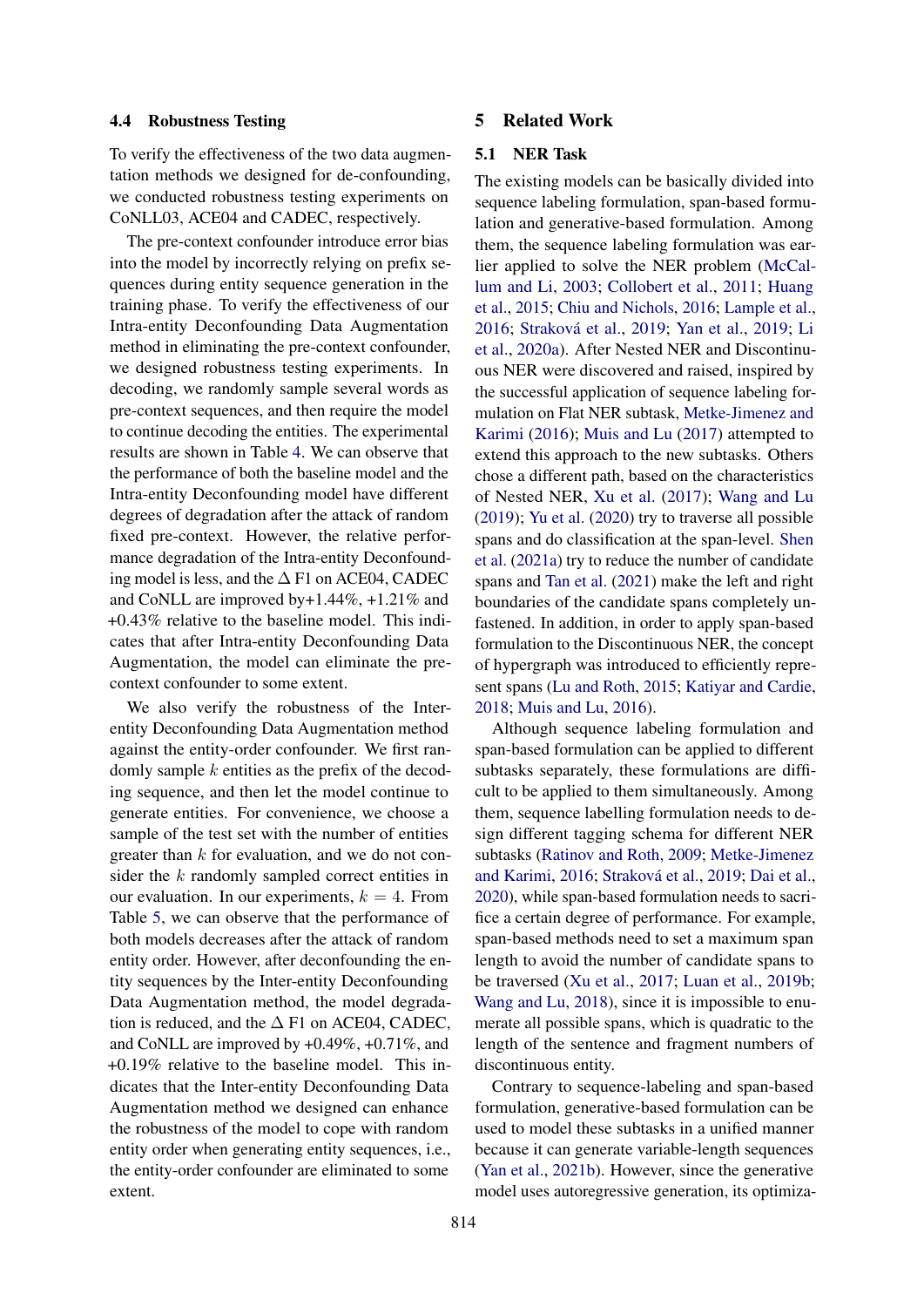### 4.4 Robustness Testing

To verify the effectiveness of the two data augmentation methods we designed for de-confounding, we conducted robustness testing experiments on CoNLL03, ACE04 and CADEC, respectively.

The pre-context confounder introduce error bias into the model by incorrectly relying on prefix sequences during entity sequence generation in the training phase. To verify the effectiveness of our Intra-entity Deconfounding Data Augmentation method in eliminating the pre-context confounder, we designed robustness testing experiments. In decoding, we randomly sample several words as pre-context sequences, and then require the model to continue decoding the entities. The experimental results are shown in Table 4. We can observe that the performance of both the baseline model and the Intra-entity Deconfounding model have different degrees of degradation after the attack of random fixed pre-context. However, the relative performance degradation of the Intra-entity Deconfounding model is less, and the $\Delta$ F1 on ACE04, CADEC and CoNLL are improved by+1.44%, +1.21% and +0.43% relative to the baseline model. This indicates that after Intra-entity Deconfounding Data Augmentation, the model can eliminate the pre-context confounder to some extent.

We also verify the robustness of the Inter-entity Deconfounding Data Augmentation method against the entity-order confounder. We first randomly sample $k$ entities as the prefix of the decoding sequence, and then let the model continue to generate entities. For convenience, we choose a sample of the test set with the number of entities greater than $k$ for evaluation, and we do not consider the $k$ randomly sampled correct entities in our evaluation. In our experiments, $k = 4$. From Table 5, we can observe that the performance of both models decreases after the attack of random entity order. However, after deconfounding the entity sequences by the Inter-entity Deconfounding Data Augmentation method, the model degradation is reduced, and the $\Delta$ F1 on ACE04, CADEC, and CoNLL are improved by +0.49%, +0.71%, and +0.19% relative to the baseline model. This indicates that the Inter-entity Deconfounding Data Augmentation method we designed can enhance the robustness of the model to cope with random entity order when generating entity sequences, i.e., the entity-order confounder are eliminated to some extent.

## 5 Related Work

### 5.1 NER Task

The existing models can be basically divided into sequence labeling formulation, span-based formulation and generative-based formulation. Among them, the sequence labeling formulation was earlier applied to solve the NER problem (McCallum and Li, 2003; Collobert et al., 2011; Huang et al., 2015; Chiu and Nichols, 2016; Lample et al., 2016; Straková et al., 2019; Yan et al., 2019; Li et al., 2020a). After Nested NER and Discontinuous NER were discovered and raised, inspired by the successful application of sequence labeling formulation on Flat NER subtask, Metke-Jimenez and Karimi (2016); Muis and Lu (2017) attempted to extend this approach to the new subtasks. Others chose a different path, based on the characteristics of Nested NER, Xu et al. (2017); Wang and Lu (2019); Yu et al. (2020) try to traverse all possible spans and do classification at the span-level. Shen et al. (2021a) try to reduce the number of candidate spans and Tan et al. (2021) make the left and right boundaries of the candidate spans completely unfastened. In addition, in order to apply span-based formulation to the Discontinuous NER, the concept of hypergraph was introduced to efficiently represent spans (Lu and Roth, 2015; Katiyar and Cardie, 2018; Muis and Lu, 2016).

Although sequence labeling formulation and span-based formulation can be applied to different subtasks separately, these formulations are difficult to be applied to them simultaneously. Among them, sequence labelling formulation needs to design different tagging schema for different NER subtasks (Ratinov and Roth, 2009; Metke-Jimenez and Karimi, 2016; Straková et al., 2019; Dai et al., 2020), while span-based formulation needs to sacrifice a certain degree of performance. For example, span-based methods need to set a maximum span length to avoid the number of candidate spans to be traversed (Xu et al., 2017; Luan et al., 2019b; Wang and Lu, 2018), since it is impossible to enumerate all possible spans, which is quadratic to the length of the sentence and fragment numbers of discontinuous entity.

Contrary to sequence-labeling and span-based formulation, generative-based formulation can be used to model these subtasks in a unified manner because it can generate variable-length sequences (Yan et al., 2021b). However, since the generative model uses autoregressive generation, its optimiza-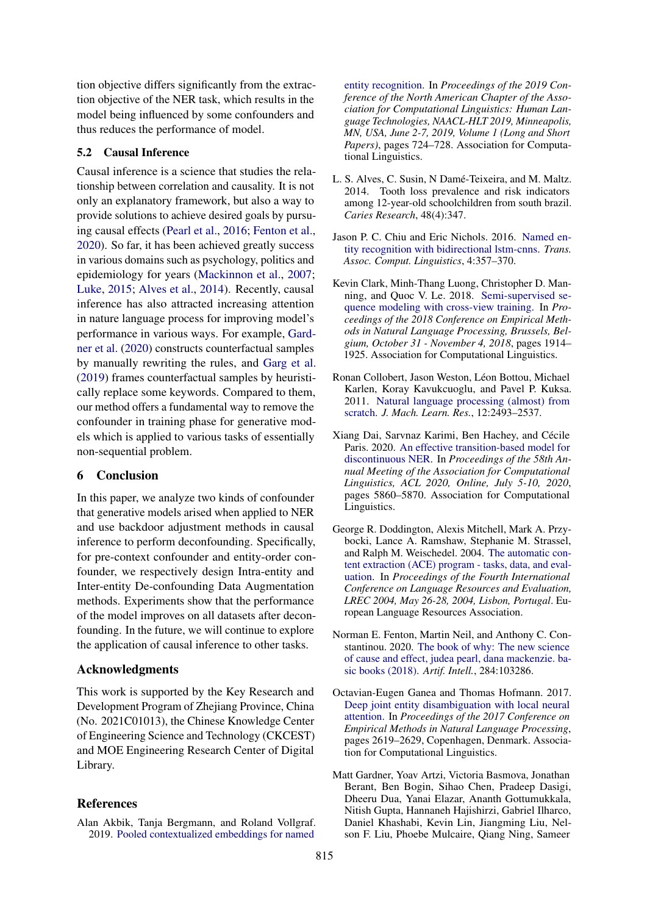tion objective differs significantly from the extraction objective of the NER task, which results in the model being influenced by some confounders and thus reduces the performance of model.

### 5.2 Causal Inference

Causal inference is a science that studies the relationship between correlation and causality. It is not only an explanatory framework, but also a way to provide solutions to achieve desired goals by pursuing causal effects (Pearl et al., 2016; Fenton et al., 2020). So far, it has been achieved greatly success in various domains such as psychology, politics and epidemiology for years (Mackinnon et al., 2007; Luke, 2015; Alves et al., 2014). Recently, causal inference has also attracted increasing attention in nature language process for improving model's performance in various ways. For example, Gardner et al. (2020) constructs counterfactual samples by manually rewriting the rules, and Garg et al. (2019) frames counterfactual samples by heuristically replace some keywords. Compared to them, our method offers a fundamental way to remove the confounder in training phase for generative models which is applied to various tasks of essentially non-sequential problem.

## 6 Conclusion

In this paper, we analyze two kinds of confounder that generative models arised when applied to NER and use backdoor adjustment methods in causal inference to perform deconfounding. Specifically, for pre-context confounder and entity-order confounder, we respectively design Intra-entity and Inter-entity De-confounding Data Augmentation methods. Experiments show that the performance of the model improves on all datasets after deconfounding. In the future, we will continue to explore the application of causal inference to other tasks.

## Acknowledgments

This work is supported by the Key Research and Development Program of Zhejiang Province, China (No. 2021C01013), the Chinese Knowledge Center of Engineering Science and Technology (CKCEST) and MOE Engineering Research Center of Digital Library.

## References

Alan Akbik, Tanja Bergmann, and Roland Vollgraf. 2019. Pooled contextualized embeddings for named entity recognition. In *Proceedings of the 2019 Conference of the North American Chapter of the Association for Computational Linguistics: Human Language Technologies, NAACL-HLT 2019, Minneapolis, MN, USA, June 2-7, 2019, Volume 1 (Long and Short Papers)*, pages 724–728. Association for Computational Linguistics.

L. S. Alves, C. Susin, N Damé-Teixeira, and M. Maltz. 2014. Tooth loss prevalence and risk indicators among 12-year-old schoolchildren from south brazil. *Caries Research*, 48(4):347.

Jason P. C. Chiu and Eric Nichols. 2016. Named entity recognition with bidirectional lstm-cnns. *Trans. Assoc. Comput. Linguistics*, 4:357–370.

Kevin Clark, Minh-Thang Luong, Christopher D. Manning, and Quoc V. Le. 2018. Semi-supervised sequence modeling with cross-view training. In *Proceedings of the 2018 Conference on Empirical Methods in Natural Language Processing, Brussels, Belgium, October 31 - November 4, 2018*, pages 1914–1925. Association for Computational Linguistics.

Ronan Collobert, Jason Weston, Léon Bottou, Michael Karlen, Koray Kavukcuoglu, and Pavel P. Kuksa. 2011. Natural language processing (almost) from scratch. *J. Mach. Learn. Res.*, 12:2493–2537.

Xiang Dai, Sarvnaz Karimi, Ben Hachey, and Cécile Paris. 2020. An effective transition-based model for discontinuous NER. In *Proceedings of the 58th Annual Meeting of the Association for Computational Linguistics, ACL 2020, Online, July 5-10, 2020*, pages 5860–5870. Association for Computational Linguistics.

George R. Doddington, Alexis Mitchell, Mark A. Przybocki, Lance A. Ramshaw, Stephanie M. Strassel, and Ralph M. Weischedel. 2004. The automatic content extraction (ACE) program - tasks, data, and evaluation. In *Proceedings of the Fourth International Conference on Language Resources and Evaluation, LREC 2004, May 26-28, 2004, Lisbon, Portugal*. European Language Resources Association.

Norman E. Fenton, Martin Neil, and Anthony C. Constantinou. 2020. The book of why: The new science of cause and effect, judea pearl, dana mackenzie. basic books (2018). *Artif. Intell.*, 284:103286.

Octavian-Eugen Ganea and Thomas Hofmann. 2017. Deep joint entity disambiguation with local neural attention. In *Proceedings of the 2017 Conference on Empirical Methods in Natural Language Processing*, pages 2619–2629, Copenhagen, Denmark. Association for Computational Linguistics.

Matt Gardner, Yoav Artzi, Victoria Basmova, Jonathan Berant, Ben Bogin, Sihao Chen, Pradeep Dasigi, Dheeru Dua, Yanai Elazar, Ananth Gottumukkala, Nitish Gupta, Hannaneh Hajishirzi, Gabriel Ilharco, Daniel Khashabi, Kevin Lin, Jiangming Liu, Nelson F. Liu, Phoebe Mulcaire, Qiang Ning, Sameer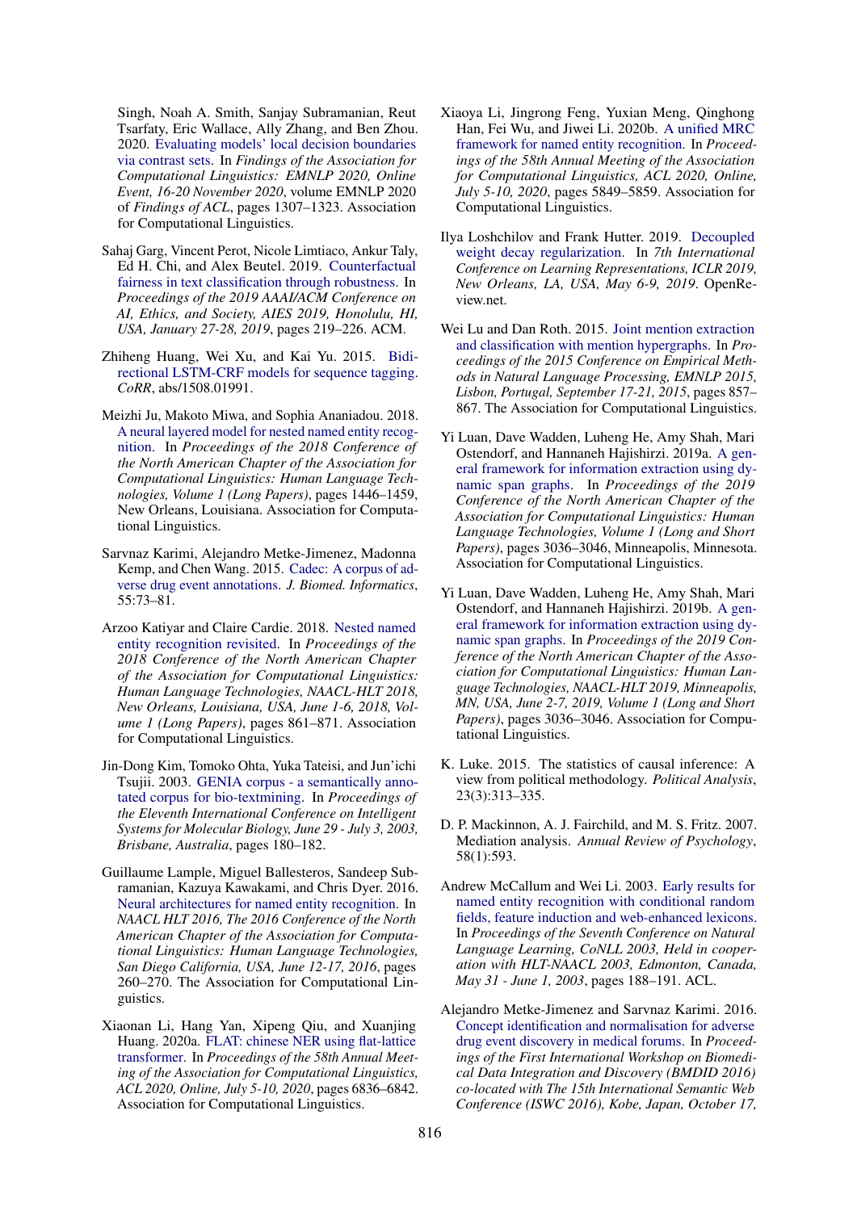Singh, Noah A. Smith, Sanjay Subramanian, Reut Tsarfaty, Eric Wallace, Ally Zhang, and Ben Zhou. 2020. Evaluating models' local decision boundaries via contrast sets. In *Findings of the Association for Computational Linguistics: EMNLP 2020, Online Event, 16-20 November 2020*, volume EMNLP 2020 of *Findings of ACL*, pages 1307–1323. Association for Computational Linguistics.

Sahaj Garg, Vincent Perot, Nicole Limtiaco, Ankur Taly, Ed H. Chi, and Alex Beutel. 2019. Counterfactual fairness in text classification through robustness. In *Proceedings of the 2019 AAAI/ACM Conference on AI, Ethics, and Society, AIES 2019, Honolulu, HI, USA, January 27-28, 2019*, pages 219–226. ACM.

Zhiheng Huang, Wei Xu, and Kai Yu. 2015. Bidirectional LSTM-CRF models for sequence tagging. *CoRR*, abs/1508.01991.

Meizhi Ju, Makoto Miwa, and Sophia Ananiadou. 2018. A neural layered model for nested named entity recognition. In *Proceedings of the 2018 Conference of the North American Chapter of the Association for Computational Linguistics: Human Language Technologies, Volume 1 (Long Papers)*, pages 1446–1459, New Orleans, Louisiana. Association for Computational Linguistics.

Sarvnaz Karimi, Alejandro Metke-Jimenez, Madonna Kemp, and Chen Wang. 2015. Cadec: A corpus of adverse drug event annotations. *J. Biomed. Informatics*, 55:73–81.

Arzoo Katiyar and Claire Cardie. 2018. Nested named entity recognition revisited. In *Proceedings of the 2018 Conference of the North American Chapter of the Association for Computational Linguistics: Human Language Technologies, NAACL-HLT 2018, New Orleans, Louisiana, USA, June 1-6, 2018, Volume 1 (Long Papers)*, pages 861–871. Association for Computational Linguistics.

Jin-Dong Kim, Tomoko Ohta, Yuka Tateisi, and Jun'ichi Tsujii. 2003. GENIA corpus - a semantically annotated corpus for bio-textmining. In *Proceedings of the Eleventh International Conference on Intelligent Systems for Molecular Biology, June 29 - July 3, 2003, Brisbane, Australia*, pages 180–182.

Guillaume Lample, Miguel Ballesteros, Sandeep Subramanian, Kazuya Kawakami, and Chris Dyer. 2016. Neural architectures for named entity recognition. In *NAACL HLT 2016, The 2016 Conference of the North American Chapter of the Association for Computational Linguistics: Human Language Technologies, San Diego California, USA, June 12-17, 2016*, pages 260–270. The Association for Computational Linguistics.

Xiaonan Li, Hang Yan, Xipeng Qiu, and Xuanjing Huang. 2020a. FLAT: chinese NER using flat-lattice transformer. In *Proceedings of the 58th Annual Meeting of the Association for Computational Linguistics, ACL 2020, Online, July 5-10, 2020*, pages 6836–6842. Association for Computational Linguistics.

Xiaoya Li, Jingrong Feng, Yuxian Meng, Qinghong Han, Fei Wu, and Jiwei Li. 2020b. A unified MRC framework for named entity recognition. In *Proceedings of the 58th Annual Meeting of the Association for Computational Linguistics, ACL 2020, Online, July 5-10, 2020*, pages 5849–5859. Association for Computational Linguistics.

Ilya Loshchilov and Frank Hutter. 2019. Decoupled weight decay regularization. In *7th International Conference on Learning Representations, ICLR 2019, New Orleans, LA, USA, May 6-9, 2019*. OpenReview.net.

Wei Lu and Dan Roth. 2015. Joint mention extraction and classification with mention hypergraphs. In *Proceedings of the 2015 Conference on Empirical Methods in Natural Language Processing, EMNLP 2015, Lisbon, Portugal, September 17-21, 2015*, pages 857–867. The Association for Computational Linguistics.

Yi Luan, Dave Wadden, Luheng He, Amy Shah, Mari Ostendorf, and Hannaneh Hajishirzi. 2019a. A general framework for information extraction using dynamic span graphs. In *Proceedings of the 2019 Conference of the North American Chapter of the Association for Computational Linguistics: Human Language Technologies, Volume 1 (Long and Short Papers)*, pages 3036–3046, Minneapolis, Minnesota. Association for Computational Linguistics.

Yi Luan, Dave Wadden, Luheng He, Amy Shah, Mari Ostendorf, and Hannaneh Hajishirzi. 2019b. A general framework for information extraction using dynamic span graphs. In *Proceedings of the 2019 Conference of the North American Chapter of the Association for Computational Linguistics: Human Language Technologies, NAACL-HLT 2019, Minneapolis, MN, USA, June 2-7, 2019, Volume 1 (Long and Short Papers)*, pages 3036–3046. Association for Computational Linguistics.

K. Luke. 2015. The statistics of causal inference: A view from political methodology. *Political Analysis*, 23(3):313–335.

D. P. Mackinnon, A. J. Fairchild, and M. S. Fritz. 2007. Mediation analysis. *Annual Review of Psychology*, 58(1):593.

Andrew McCallum and Wei Li. 2003. Early results for named entity recognition with conditional random fields, feature induction and web-enhanced lexicons. In *Proceedings of the Seventh Conference on Natural Language Learning, CoNLL 2003, Held in cooperation with HLT-NAACL 2003, Edmonton, Canada, May 31 - June 1, 2003*, pages 188–191. ACL.

Alejandro Metke-Jimenez and Sarvnaz Karimi. 2016. Concept identification and normalisation for adverse drug event discovery in medical forums. In *Proceedings of the First International Workshop on Biomedical Data Integration and Discovery (BMDID 2016) co-located with The 15th International Semantic Web Conference (ISWC 2016), Kobe, Japan, October 17,*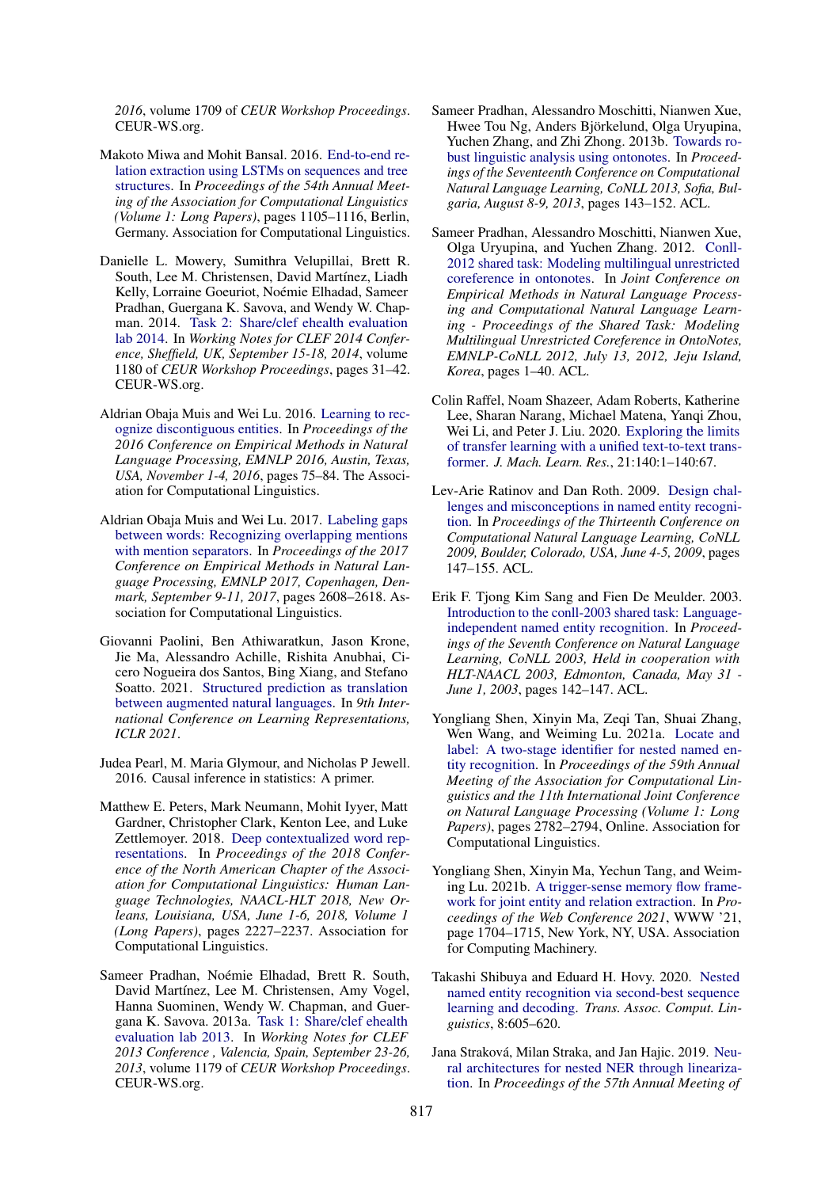2016, volume 1709 of *CEUR Workshop Proceedings*. CEUR-WS.org.

Makoto Miwa and Mohit Bansal. 2016. End-to-end relation extraction using LSTMs on sequences and tree structures. In *Proceedings of the 54th Annual Meeting of the Association for Computational Linguistics (Volume 1: Long Papers)*, pages 1105–1116, Berlin, Germany. Association for Computational Linguistics.

Danielle L. Mowery, Sumithra Velupillai, Brett R. South, Lee M. Christensen, David Martínez, Liadh Kelly, Lorraine Goeuriot, Noémie Elhadad, Sameer Pradhan, Guergana K. Savova, and Wendy W. Chapman. 2014. Task 2: Share/clef ehealth evaluation lab 2014. In *Working Notes for CLEF 2014 Conference, Sheffield, UK, September 15-18, 2014*, volume 1180 of *CEUR Workshop Proceedings*, pages 31–42. CEUR-WS.org.

Aldrian Obaja Muis and Wei Lu. 2016. Learning to recognize discontiguous entities. In *Proceedings of the 2016 Conference on Empirical Methods in Natural Language Processing, EMNLP 2016, Austin, Texas, USA, November 1-4, 2016*, pages 75–84. The Association for Computational Linguistics.

Aldrian Obaja Muis and Wei Lu. 2017. Labeling gaps between words: Recognizing overlapping mentions with mention separators. In *Proceedings of the 2017 Conference on Empirical Methods in Natural Language Processing, EMNLP 2017, Copenhagen, Denmark, September 9-11, 2017*, pages 2608–2618. Association for Computational Linguistics.

Giovanni Paolini, Ben Athiwaratkun, Jason Krone, Jie Ma, Alessandro Achille, Rishita Anubhai, Cicero Nogueira dos Santos, Bing Xiang, and Stefano Soatto. 2021. Structured prediction as translation between augmented natural languages. In *9th International Conference on Learning Representations, ICLR 2021*.

Judea Pearl, M. Maria Glymour, and Nicholas P Jewell. 2016. Causal inference in statistics: A primer.

Matthew E. Peters, Mark Neumann, Mohit Iyyer, Matt Gardner, Christopher Clark, Kenton Lee, and Luke Zettlemoyer. 2018. Deep contextualized word representations. In *Proceedings of the 2018 Conference of the North American Chapter of the Association for Computational Linguistics: Human Language Technologies, NAACL-HLT 2018, New Orleans, Louisiana, USA, June 1-6, 2018, Volume 1 (Long Papers)*, pages 2227–2237. Association for Computational Linguistics.

Sameer Pradhan, Noémie Elhadad, Brett R. South, David Martínez, Lee M. Christensen, Amy Vogel, Hanna Suominen, Wendy W. Chapman, and Guergana K. Savova. 2013a. Task 1: Share/clef ehealth evaluation lab 2013. In *Working Notes for CLEF 2013 Conference , Valencia, Spain, September 23-26, 2013*, volume 1179 of *CEUR Workshop Proceedings*. CEUR-WS.org.

Sameer Pradhan, Alessandro Moschitti, Nianwen Xue, Hwee Tou Ng, Anders Björkelund, Olga Uryupina, Yuchen Zhang, and Zhi Zhong. 2013b. Towards robust linguistic analysis using ontonotes. In *Proceedings of the Seventeenth Conference on Computational Natural Language Learning, CoNLL 2013, Sofia, Bulgaria, August 8-9, 2013*, pages 143–152. ACL.

Sameer Pradhan, Alessandro Moschitti, Nianwen Xue, Olga Uryupina, and Yuchen Zhang. 2012. Conll-2012 shared task: Modeling multilingual unrestricted coreference in ontonotes. In *Joint Conference on Empirical Methods in Natural Language Processing and Computational Natural Language Learning - Proceedings of the Shared Task: Modeling Multilingual Unrestricted Coreference in OntoNotes, EMNLP-CoNLL 2012, July 13, 2012, Jeju Island, Korea*, pages 1–40. ACL.

Colin Raffel, Noam Shazeer, Adam Roberts, Katherine Lee, Sharan Narang, Michael Matena, Yanqi Zhou, Wei Li, and Peter J. Liu. 2020. Exploring the limits of transfer learning with a unified text-to-text transformer. *J. Mach. Learn. Res.*, 21:140:1–140:67.

Lev-Arie Ratinov and Dan Roth. 2009. Design challenges and misconceptions in named entity recognition. In *Proceedings of the Thirteenth Conference on Computational Natural Language Learning, CoNLL 2009, Boulder, Colorado, USA, June 4-5, 2009*, pages 147–155. ACL.

Erik F. Tjong Kim Sang and Fien De Meulder. 2003. Introduction to the conll-2003 shared task: Language-independent named entity recognition. In *Proceedings of the Seventh Conference on Natural Language Learning, CoNLL 2003, Held in cooperation with HLT-NAACL 2003, Edmonton, Canada, May 31 - June 1, 2003*, pages 142–147. ACL.

Yongliang Shen, Xinyin Ma, Zeqi Tan, Shuai Zhang, Wen Wang, and Weiming Lu. 2021a. Locate and label: A two-stage identifier for nested named entity recognition. In *Proceedings of the 59th Annual Meeting of the Association for Computational Linguistics and the 11th International Joint Conference on Natural Language Processing (Volume 1: Long Papers)*, pages 2782–2794, Online. Association for Computational Linguistics.

Yongliang Shen, Xinyin Ma, Yechun Tang, and Weiming Lu. 2021b. A trigger-sense memory flow framework for joint entity and relation extraction. In *Proceedings of the Web Conference 2021*, WWW '21, page 1704–1715, New York, NY, USA. Association for Computing Machinery.

Takashi Shibuya and Eduard H. Hovy. 2020. Nested named entity recognition via second-best sequence learning and decoding. *Trans. Assoc. Comput. Linguistics*, 8:605–620.

Jana Straková, Milan Straka, and Jan Hajic. 2019. Neural architectures for nested NER through linearization. In *Proceedings of the 57th Annual Meeting of*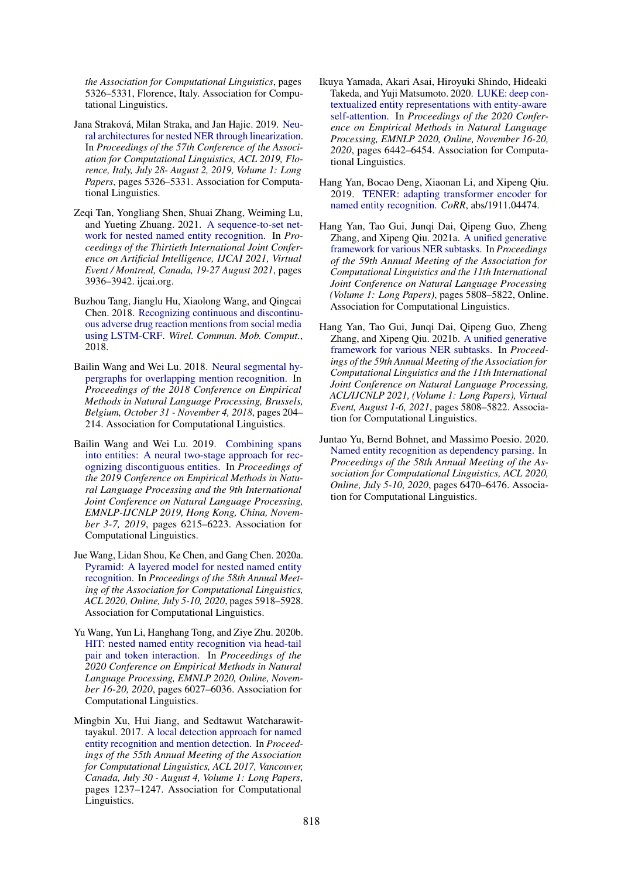the Association for Computational Linguistics*, pages 5326–5331, Florence, Italy. Association for Computational Linguistics.

Jana Straková, Milan Straka, and Jan Hajic. 2019. Neural architectures for nested NER through linearization. In *Proceedings of the 57th Conference of the Association for Computational Linguistics, ACL 2019, Florence, Italy, July 28- August 2, 2019, Volume 1: Long Papers*, pages 5326–5331. Association for Computational Linguistics.

Zeqi Tan, Yongliang Shen, Shuai Zhang, Weiming Lu, and Yueting Zhuang. 2021. A sequence-to-set network for nested named entity recognition. In *Proceedings of the Thirtieth International Joint Conference on Artificial Intelligence, IJCAI 2021, Virtual Event / Montreal, Canada, 19-27 August 2021*, pages 3936–3942. ijcai.org.

Buzhou Tang, Jianglu Hu, Xiaolong Wang, and Qingcai Chen. 2018. Recognizing continuous and discontinuous adverse drug reaction mentions from social media using LSTM-CRF. *Wirel. Commun. Mob. Comput.*, 2018.

Bailin Wang and Wei Lu. 2018. Neural segmental hypergraphs for overlapping mention recognition. In *Proceedings of the 2018 Conference on Empirical Methods in Natural Language Processing, Brussels, Belgium, October 31 - November 4, 2018*, pages 204–214. Association for Computational Linguistics.

Bailin Wang and Wei Lu. 2019. Combining spans into entities: A neural two-stage approach for recognizing discontiguous entities. In *Proceedings of the 2019 Conference on Empirical Methods in Natural Language Processing and the 9th International Joint Conference on Natural Language Processing, EMNLP-IJCNLP 2019, Hong Kong, China, November 3-7, 2019*, pages 6215–6223. Association for Computational Linguistics.

Jue Wang, Lidan Shou, Ke Chen, and Gang Chen. 2020a. Pyramid: A layered model for nested named entity recognition. In *Proceedings of the 58th Annual Meeting of the Association for Computational Linguistics, ACL 2020, Online, July 5-10, 2020*, pages 5918–5928. Association for Computational Linguistics.

Yu Wang, Yun Li, Hanghang Tong, and Ziye Zhu. 2020b. HIT: nested named entity recognition via head-tail pair and token interaction. In *Proceedings of the 2020 Conference on Empirical Methods in Natural Language Processing, EMNLP 2020, Online, November 16-20, 2020*, pages 6027–6036. Association for Computational Linguistics.

Mingbin Xu, Hui Jiang, and Sedtawut Watcharawittayakul. 2017. A local detection approach for named entity recognition and mention detection. In *Proceedings of the 55th Annual Meeting of the Association for Computational Linguistics, ACL 2017, Vancouver, Canada, July 30 - August 4, Volume 1: Long Papers*, pages 1237–1247. Association for Computational Linguistics.

Ikuya Yamada, Akari Asai, Hiroyuki Shindo, Hideaki Takeda, and Yuji Matsumoto. 2020. LUKE: deep contextualized entity representations with entity-aware self-attention. In *Proceedings of the 2020 Conference on Empirical Methods in Natural Language Processing, EMNLP 2020, Online, November 16-20, 2020*, pages 6442–6454. Association for Computational Linguistics.

Hang Yan, Bocao Deng, Xiaonan Li, and Xipeng Qiu. 2019. TENER: adapting transformer encoder for named entity recognition. *CoRR*, abs/1911.04474.

Hang Yan, Tao Gui, Junqi Dai, Qipeng Guo, Zheng Zhang, and Xipeng Qiu. 2021a. A unified generative framework for various NER subtasks. In *Proceedings of the 59th Annual Meeting of the Association for Computational Linguistics and the 11th International Joint Conference on Natural Language Processing (Volume 1: Long Papers)*, pages 5808–5822, Online. Association for Computational Linguistics.

Hang Yan, Tao Gui, Junqi Dai, Qipeng Guo, Zheng Zhang, and Xipeng Qiu. 2021b. A unified generative framework for various NER subtasks. In *Proceedings of the 59th Annual Meeting of the Association for Computational Linguistics and the 11th International Joint Conference on Natural Language Processing, ACL/IJCNLP 2021, (Volume 1: Long Papers), Virtual Event, August 1-6, 2021*, pages 5808–5822. Association for Computational Linguistics.

Juntao Yu, Bernd Bohnet, and Massimo Poesio. 2020. Named entity recognition as dependency parsing. In *Proceedings of the 58th Annual Meeting of the Association for Computational Linguistics, ACL 2020, Online, July 5-10, 2020*, pages 6470–6476. Association for Computational Linguistics.